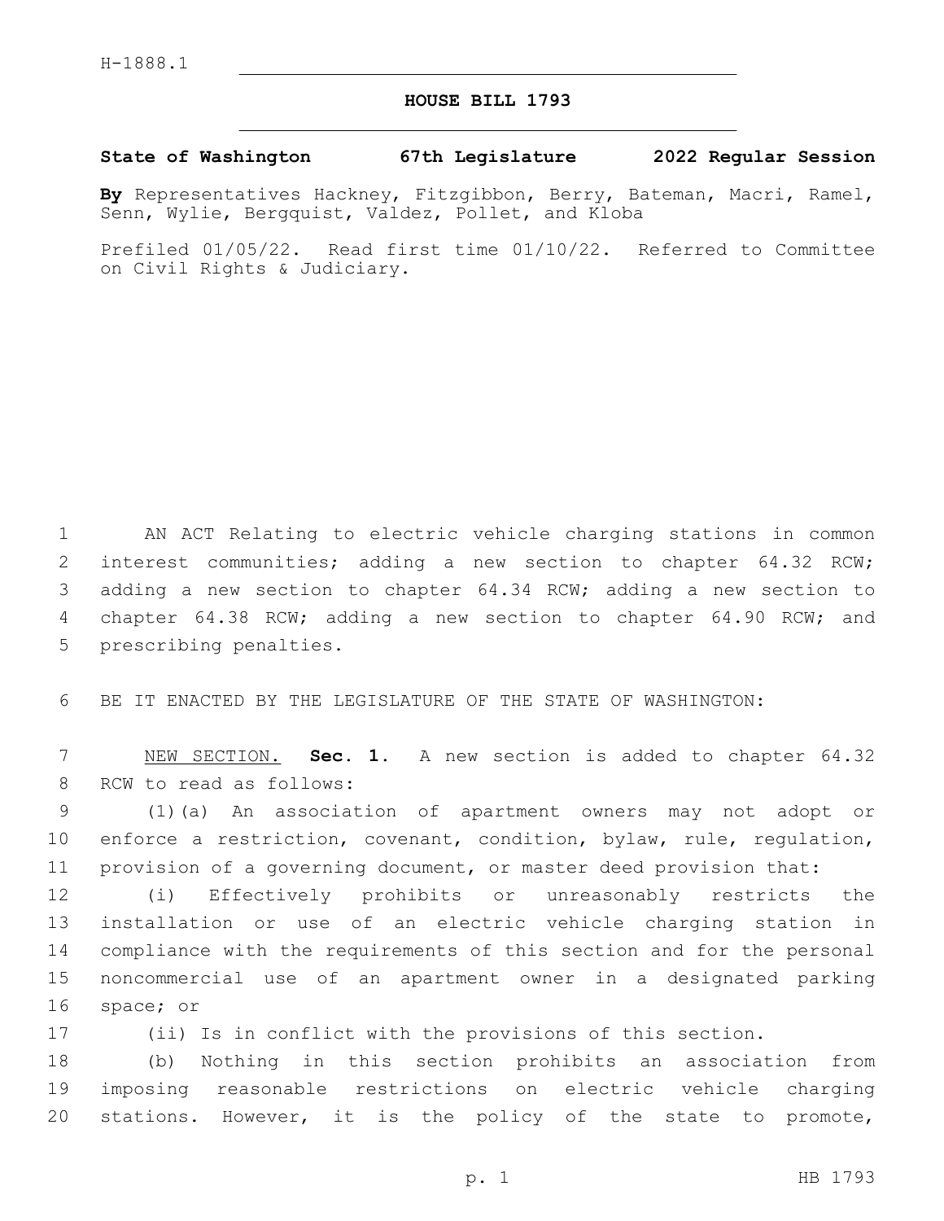H-1888.1

# HOUSE BILL 1793

**State of Washington 67th Legislature 2022 Regular Session**

**By** Representatives Hackney, Fitzgibbon, Berry, Bateman, Macri, Ramel, Senn, Wylie, Bergquist, Valdez, Pollet, and Kloba

Prefiled 01/05/22. Read first time 01/10/22. Referred to Committee on Civil Rights & Judiciary.

AN ACT Relating to electric vehicle charging stations in common interest communities; adding a new section to chapter 64.32 RCW; adding a new section to chapter 64.34 RCW; adding a new section to chapter 64.38 RCW; adding a new section to chapter 64.90 RCW; and prescribing penalties.

BE IT ENACTED BY THE LEGISLATURE OF THE STATE OF WASHINGTON:

NEW SECTION. **Sec. 1.** A new section is added to chapter 64.32 RCW to read as follows:

(1)(a) An association of apartment owners may not adopt or enforce a restriction, covenant, condition, bylaw, rule, regulation, provision of a governing document, or master deed provision that:

(i) Effectively prohibits or unreasonably restricts the installation or use of an electric vehicle charging station in compliance with the requirements of this section and for the personal noncommercial use of an apartment owner in a designated parking space; or

(ii) Is in conflict with the provisions of this section.

(b) Nothing in this section prohibits an association from imposing reasonable restrictions on electric vehicle charging stations. However, it is the policy of the state to promote,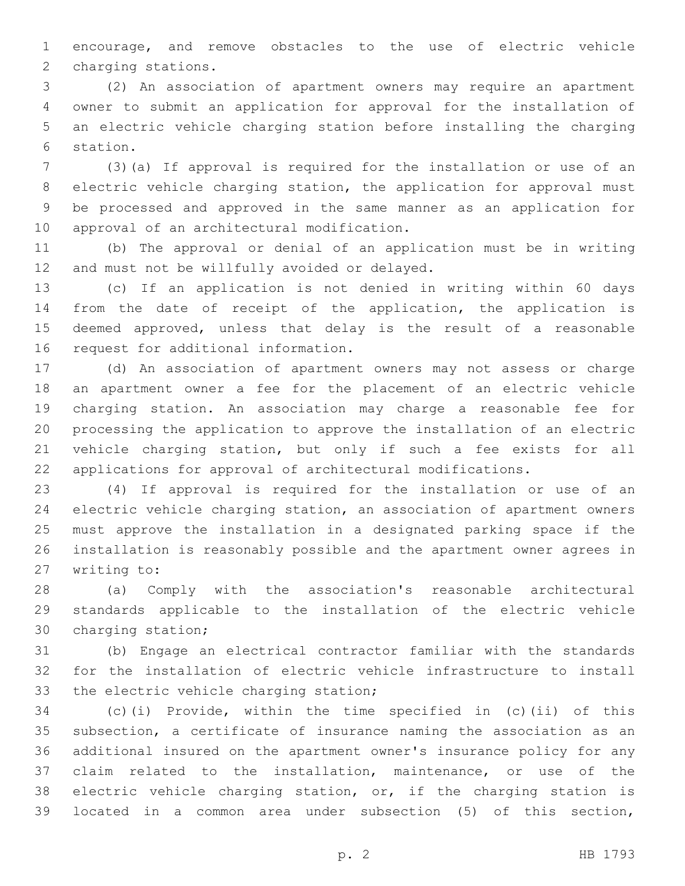encourage, and remove obstacles to the use of electric vehicle charging stations.

(2) An association of apartment owners may require an apartment owner to submit an application for approval for the installation of an electric vehicle charging station before installing the charging station.

(3)(a) If approval is required for the installation or use of an electric vehicle charging station, the application for approval must be processed and approved in the same manner as an application for approval of an architectural modification.

(b) The approval or denial of an application must be in writing and must not be willfully avoided or delayed.

(c) If an application is not denied in writing within 60 days from the date of receipt of the application, the application is deemed approved, unless that delay is the result of a reasonable request for additional information.

(d) An association of apartment owners may not assess or charge an apartment owner a fee for the placement of an electric vehicle charging station. An association may charge a reasonable fee for processing the application to approve the installation of an electric vehicle charging station, but only if such a fee exists for all applications for approval of architectural modifications.

(4) If approval is required for the installation or use of an electric vehicle charging station, an association of apartment owners must approve the installation in a designated parking space if the installation is reasonably possible and the apartment owner agrees in writing to:

(a) Comply with the association's reasonable architectural standards applicable to the installation of the electric vehicle charging station;

(b) Engage an electrical contractor familiar with the standards for the installation of electric vehicle infrastructure to install the electric vehicle charging station;

(c)(i) Provide, within the time specified in (c)(ii) of this subsection, a certificate of insurance naming the association as an additional insured on the apartment owner's insurance policy for any claim related to the installation, maintenance, or use of the electric vehicle charging station, or, if the charging station is located in a common area under subsection (5) of this section,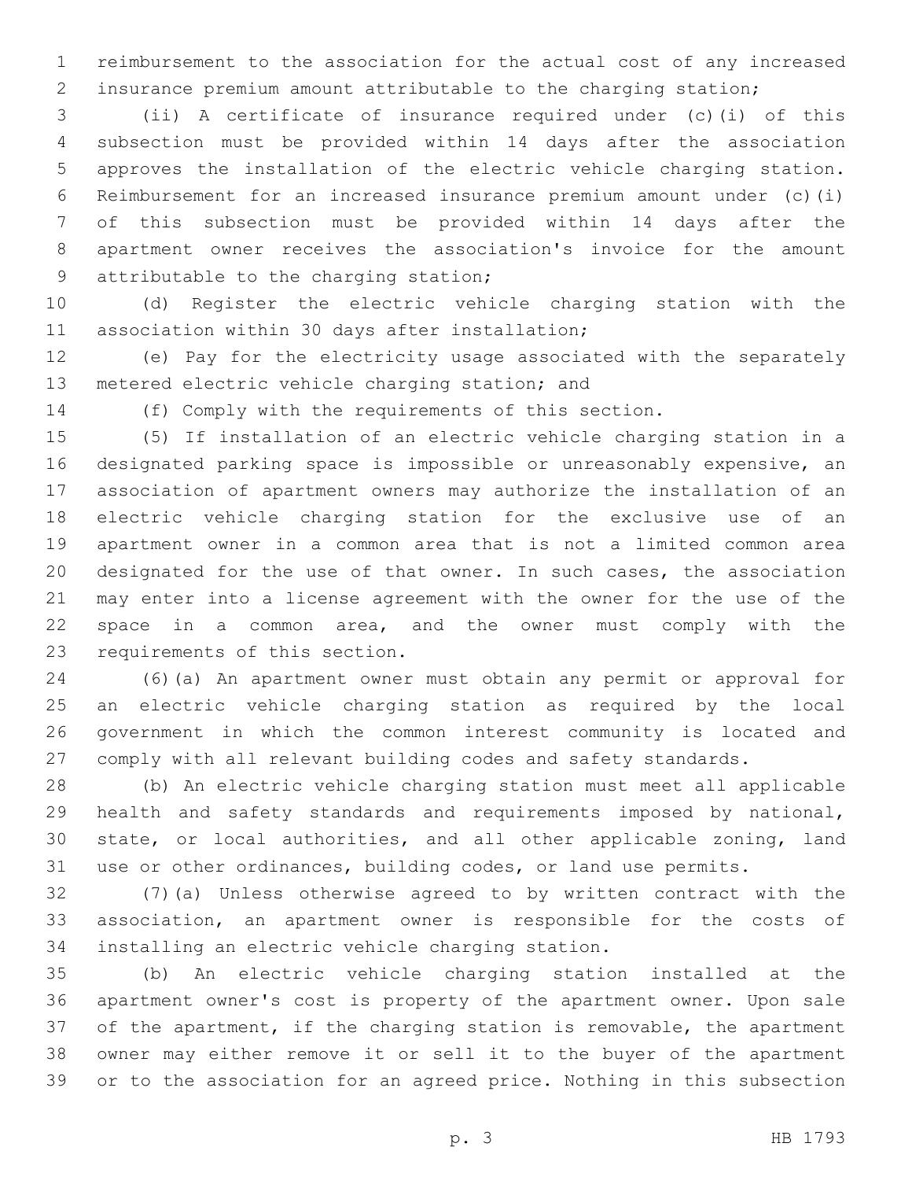reimbursement to the association for the actual cost of any increased insurance premium amount attributable to the charging station;

(ii) A certificate of insurance required under (c)(i) of this subsection must be provided within 14 days after the association approves the installation of the electric vehicle charging station. Reimbursement for an increased insurance premium amount under (c)(i) of this subsection must be provided within 14 days after the apartment owner receives the association's invoice for the amount attributable to the charging station;

(d) Register the electric vehicle charging station with the association within 30 days after installation;

(e) Pay for the electricity usage associated with the separately metered electric vehicle charging station; and

(f) Comply with the requirements of this section.

(5) If installation of an electric vehicle charging station in a designated parking space is impossible or unreasonably expensive, an association of apartment owners may authorize the installation of an electric vehicle charging station for the exclusive use of an apartment owner in a common area that is not a limited common area designated for the use of that owner. In such cases, the association may enter into a license agreement with the owner for the use of the space in a common area, and the owner must comply with the requirements of this section.

(6)(a) An apartment owner must obtain any permit or approval for an electric vehicle charging station as required by the local government in which the common interest community is located and comply with all relevant building codes and safety standards.

(b) An electric vehicle charging station must meet all applicable health and safety standards and requirements imposed by national, state, or local authorities, and all other applicable zoning, land use or other ordinances, building codes, or land use permits.

(7)(a) Unless otherwise agreed to by written contract with the association, an apartment owner is responsible for the costs of installing an electric vehicle charging station.

(b) An electric vehicle charging station installed at the apartment owner's cost is property of the apartment owner. Upon sale of the apartment, if the charging station is removable, the apartment owner may either remove it or sell it to the buyer of the apartment or to the association for an agreed price. Nothing in this subsection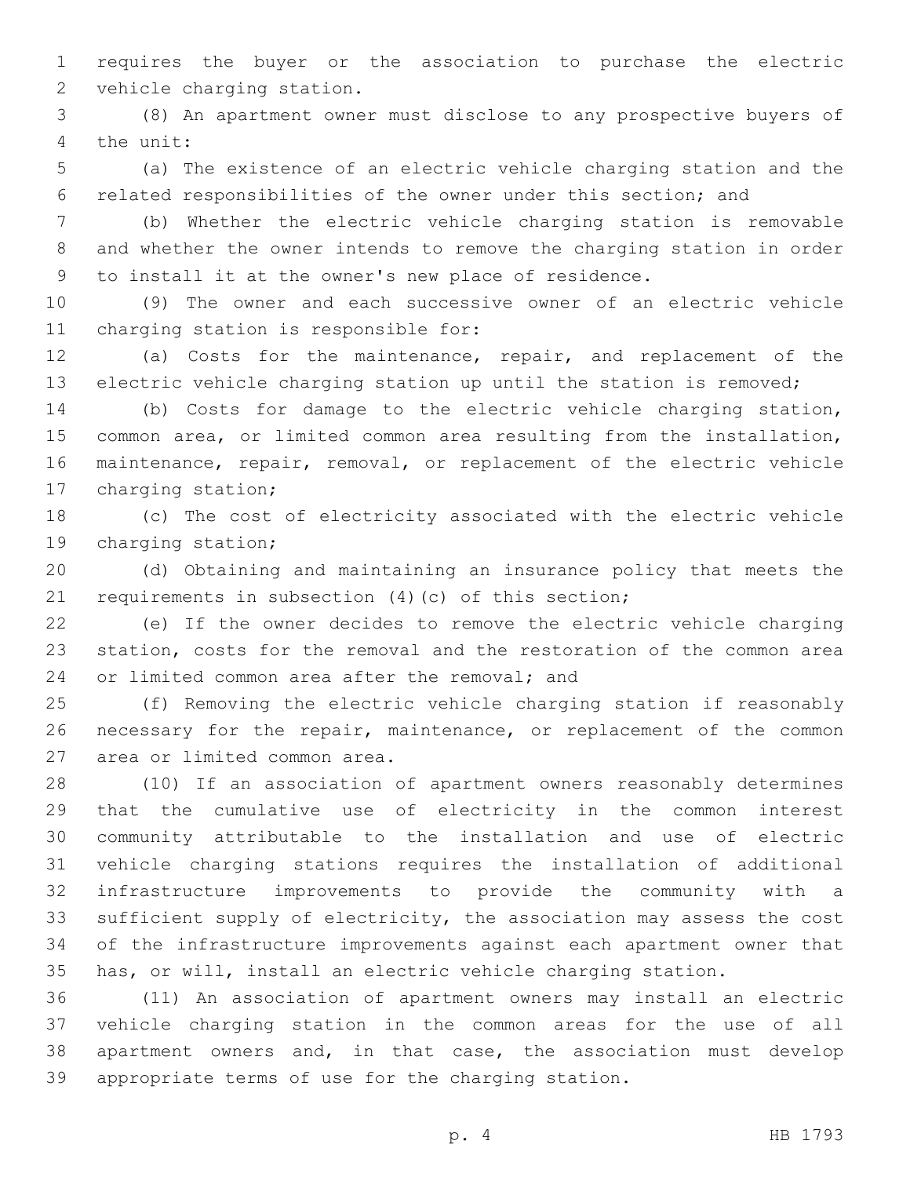requires the buyer or the association to purchase the electric vehicle charging station.

(8) An apartment owner must disclose to any prospective buyers of the unit:

(a) The existence of an electric vehicle charging station and the related responsibilities of the owner under this section; and

(b) Whether the electric vehicle charging station is removable and whether the owner intends to remove the charging station in order to install it at the owner's new place of residence.

(9) The owner and each successive owner of an electric vehicle charging station is responsible for:

(a) Costs for the maintenance, repair, and replacement of the electric vehicle charging station up until the station is removed;

(b) Costs for damage to the electric vehicle charging station, common area, or limited common area resulting from the installation, maintenance, repair, removal, or replacement of the electric vehicle charging station;

(c) The cost of electricity associated with the electric vehicle charging station;

(d) Obtaining and maintaining an insurance policy that meets the requirements in subsection (4)(c) of this section;

(e) If the owner decides to remove the electric vehicle charging station, costs for the removal and the restoration of the common area or limited common area after the removal; and

(f) Removing the electric vehicle charging station if reasonably necessary for the repair, maintenance, or replacement of the common area or limited common area.

(10) If an association of apartment owners reasonably determines that the cumulative use of electricity in the common interest community attributable to the installation and use of electric vehicle charging stations requires the installation of additional infrastructure improvements to provide the community with a sufficient supply of electricity, the association may assess the cost of the infrastructure improvements against each apartment owner that has, or will, install an electric vehicle charging station.

(11) An association of apartment owners may install an electric vehicle charging station in the common areas for the use of all apartment owners and, in that case, the association must develop appropriate terms of use for the charging station.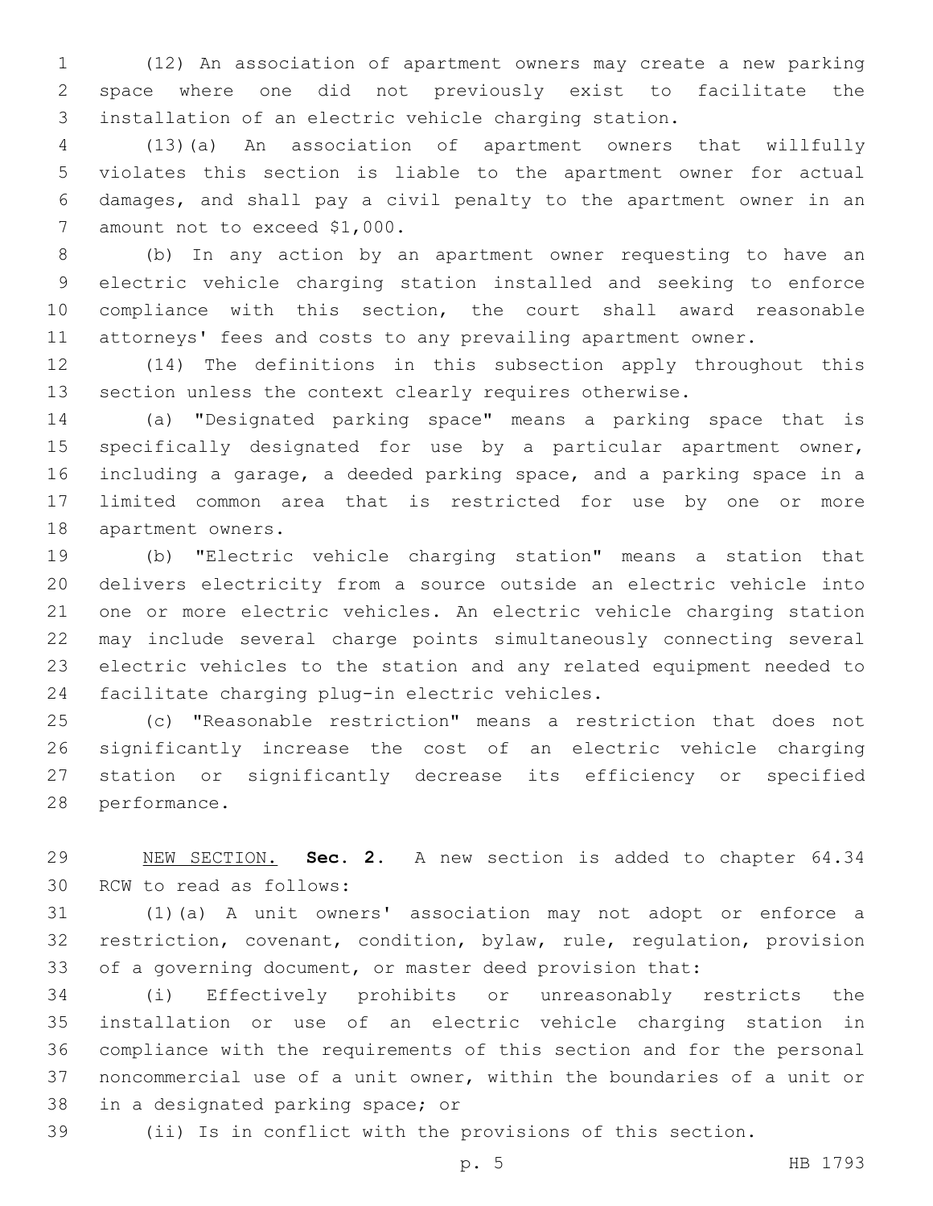(12) An association of apartment owners may create a new parking space where one did not previously exist to facilitate the installation of an electric vehicle charging station.

(13)(a) An association of apartment owners that willfully violates this section is liable to the apartment owner for actual damages, and shall pay a civil penalty to the apartment owner in an amount not to exceed $1,000.

(b) In any action by an apartment owner requesting to have an electric vehicle charging station installed and seeking to enforce compliance with this section, the court shall award reasonable attorneys' fees and costs to any prevailing apartment owner.

(14) The definitions in this subsection apply throughout this section unless the context clearly requires otherwise.

(a) "Designated parking space" means a parking space that is specifically designated for use by a particular apartment owner, including a garage, a deeded parking space, and a parking space in a limited common area that is restricted for use by one or more apartment owners.

(b) "Electric vehicle charging station" means a station that delivers electricity from a source outside an electric vehicle into one or more electric vehicles. An electric vehicle charging station may include several charge points simultaneously connecting several electric vehicles to the station and any related equipment needed to facilitate charging plug-in electric vehicles.

(c) "Reasonable restriction" means a restriction that does not significantly increase the cost of an electric vehicle charging station or significantly decrease its efficiency or specified performance.

NEW SECTION. **Sec. 2.** A new section is added to chapter 64.34 RCW to read as follows:

(1)(a) A unit owners' association may not adopt or enforce a restriction, covenant, condition, bylaw, rule, regulation, provision of a governing document, or master deed provision that:

(i) Effectively prohibits or unreasonably restricts the installation or use of an electric vehicle charging station in compliance with the requirements of this section and for the personal noncommercial use of a unit owner, within the boundaries of a unit or in a designated parking space; or

(ii) Is in conflict with the provisions of this section.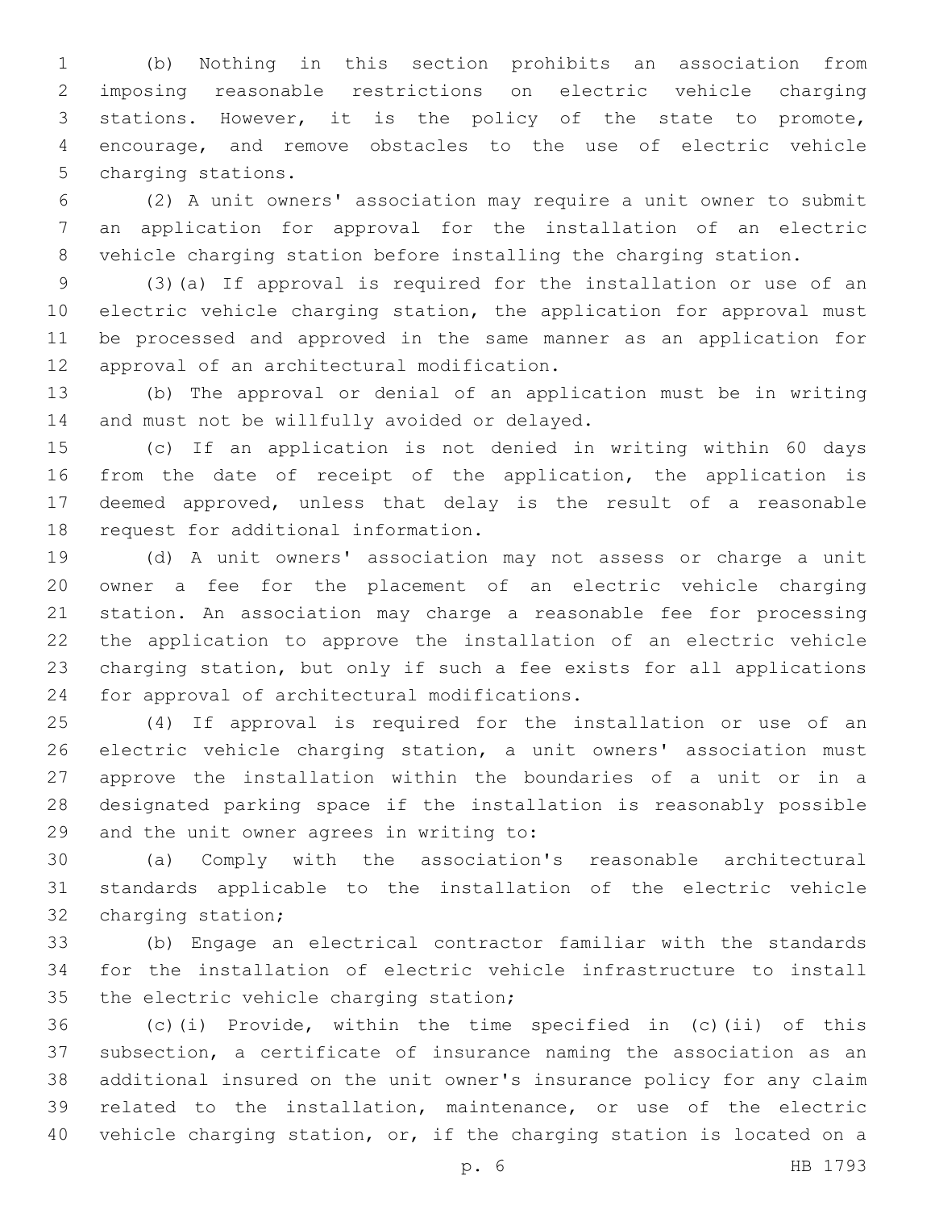(b) Nothing in this section prohibits an association from imposing reasonable restrictions on electric vehicle charging stations. However, it is the policy of the state to promote, encourage, and remove obstacles to the use of electric vehicle charging stations.

(2) A unit owners' association may require a unit owner to submit an application for approval for the installation of an electric vehicle charging station before installing the charging station.

(3)(a) If approval is required for the installation or use of an electric vehicle charging station, the application for approval must be processed and approved in the same manner as an application for approval of an architectural modification.

(b) The approval or denial of an application must be in writing and must not be willfully avoided or delayed.

(c) If an application is not denied in writing within 60 days from the date of receipt of the application, the application is deemed approved, unless that delay is the result of a reasonable request for additional information.

(d) A unit owners' association may not assess or charge a unit owner a fee for the placement of an electric vehicle charging station. An association may charge a reasonable fee for processing the application to approve the installation of an electric vehicle charging station, but only if such a fee exists for all applications for approval of architectural modifications.

(4) If approval is required for the installation or use of an electric vehicle charging station, a unit owners' association must approve the installation within the boundaries of a unit or in a designated parking space if the installation is reasonably possible and the unit owner agrees in writing to:

(a) Comply with the association's reasonable architectural standards applicable to the installation of the electric vehicle charging station;

(b) Engage an electrical contractor familiar with the standards for the installation of electric vehicle infrastructure to install the electric vehicle charging station;

(c)(i) Provide, within the time specified in (c)(ii) of this subsection, a certificate of insurance naming the association as an additional insured on the unit owner's insurance policy for any claim related to the installation, maintenance, or use of the electric vehicle charging station, or, if the charging station is located on a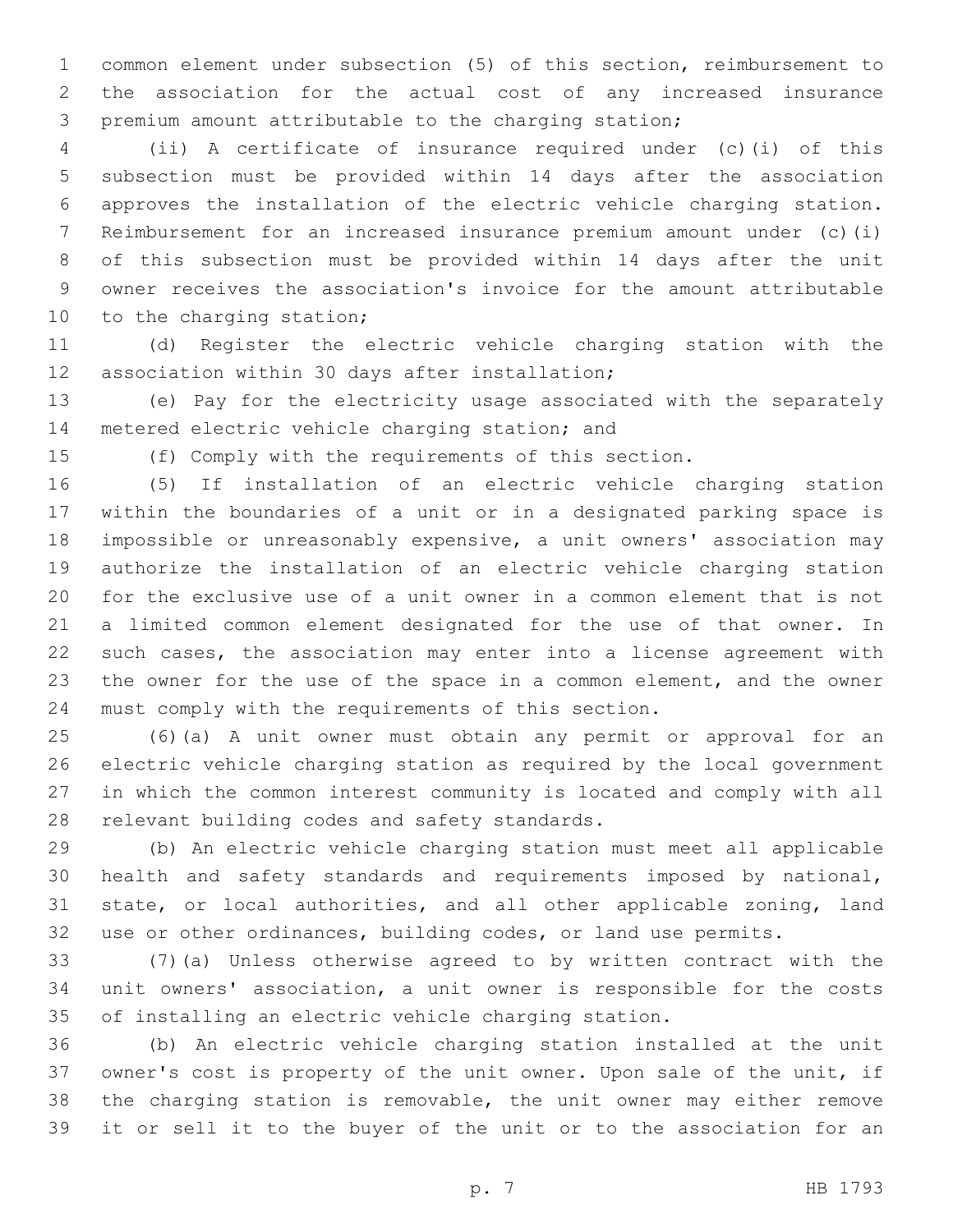common element under subsection (5) of this section, reimbursement to the association for the actual cost of any increased insurance premium amount attributable to the charging station;

(ii) A certificate of insurance required under (c)(i) of this subsection must be provided within 14 days after the association approves the installation of the electric vehicle charging station. Reimbursement for an increased insurance premium amount under (c)(i) of this subsection must be provided within 14 days after the unit owner receives the association's invoice for the amount attributable to the charging station;

(d) Register the electric vehicle charging station with the association within 30 days after installation;

(e) Pay for the electricity usage associated with the separately metered electric vehicle charging station; and

(f) Comply with the requirements of this section.

(5) If installation of an electric vehicle charging station within the boundaries of a unit or in a designated parking space is impossible or unreasonably expensive, a unit owners' association may authorize the installation of an electric vehicle charging station for the exclusive use of a unit owner in a common element that is not a limited common element designated for the use of that owner. In such cases, the association may enter into a license agreement with the owner for the use of the space in a common element, and the owner must comply with the requirements of this section.

(6)(a) A unit owner must obtain any permit or approval for an electric vehicle charging station as required by the local government in which the common interest community is located and comply with all relevant building codes and safety standards.

(b) An electric vehicle charging station must meet all applicable health and safety standards and requirements imposed by national, state, or local authorities, and all other applicable zoning, land use or other ordinances, building codes, or land use permits.

(7)(a) Unless otherwise agreed to by written contract with the unit owners' association, a unit owner is responsible for the costs of installing an electric vehicle charging station.

(b) An electric vehicle charging station installed at the unit owner's cost is property of the unit owner. Upon sale of the unit, if the charging station is removable, the unit owner may either remove it or sell it to the buyer of the unit or to the association for an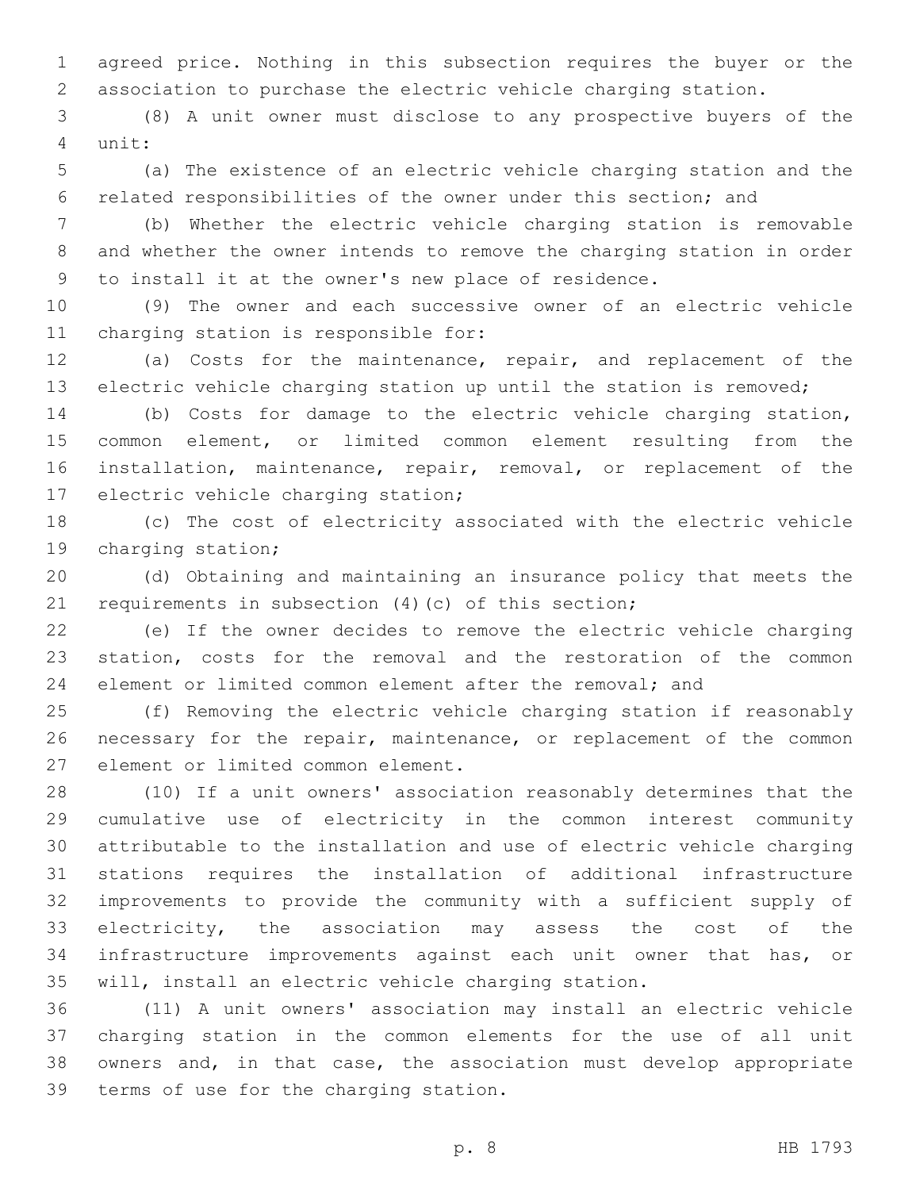agreed price. Nothing in this subsection requires the buyer or the association to purchase the electric vehicle charging station.

(8) A unit owner must disclose to any prospective buyers of the unit:

(a) The existence of an electric vehicle charging station and the related responsibilities of the owner under this section; and

(b) Whether the electric vehicle charging station is removable and whether the owner intends to remove the charging station in order to install it at the owner's new place of residence.

(9) The owner and each successive owner of an electric vehicle charging station is responsible for:

(a) Costs for the maintenance, repair, and replacement of the electric vehicle charging station up until the station is removed;

(b) Costs for damage to the electric vehicle charging station, common element, or limited common element resulting from the installation, maintenance, repair, removal, or replacement of the electric vehicle charging station;

(c) The cost of electricity associated with the electric vehicle charging station;

(d) Obtaining and maintaining an insurance policy that meets the requirements in subsection (4)(c) of this section;

(e) If the owner decides to remove the electric vehicle charging station, costs for the removal and the restoration of the common element or limited common element after the removal; and

(f) Removing the electric vehicle charging station if reasonably necessary for the repair, maintenance, or replacement of the common element or limited common element.

(10) If a unit owners' association reasonably determines that the cumulative use of electricity in the common interest community attributable to the installation and use of electric vehicle charging stations requires the installation of additional infrastructure improvements to provide the community with a sufficient supply of electricity, the association may assess the cost of the infrastructure improvements against each unit owner that has, or will, install an electric vehicle charging station.

(11) A unit owners' association may install an electric vehicle charging station in the common elements for the use of all unit owners and, in that case, the association must develop appropriate terms of use for the charging station.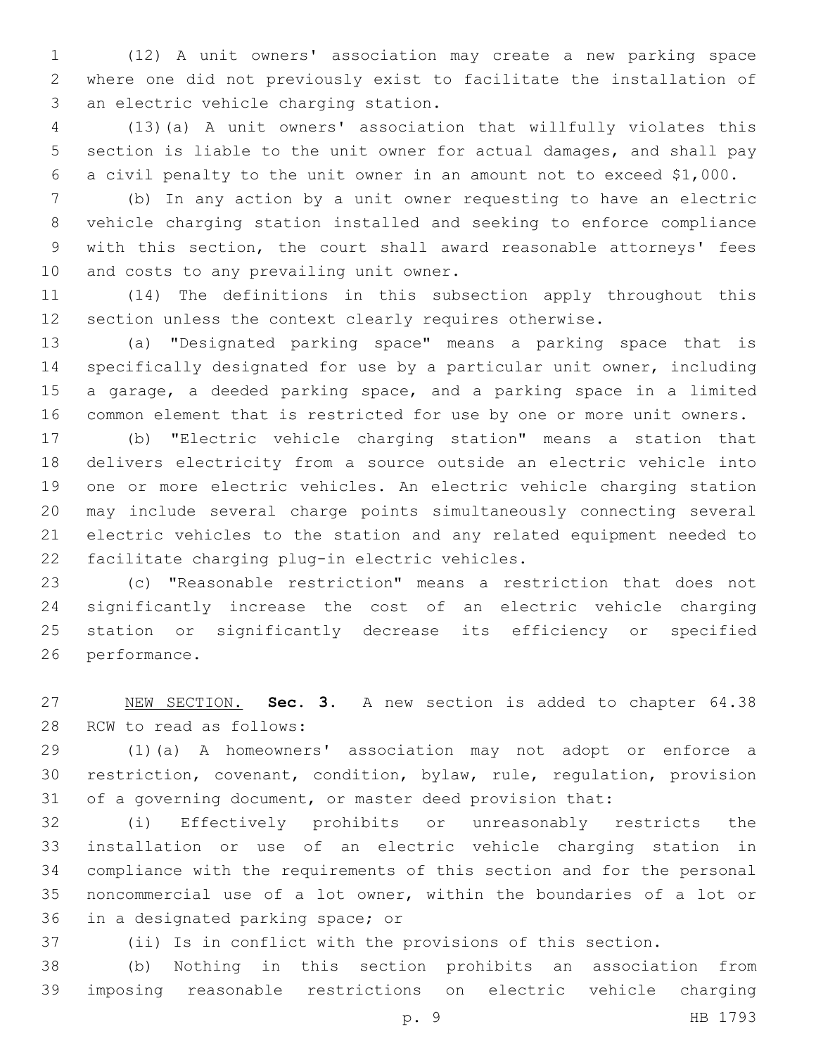(12) A unit owners' association may create a new parking space where one did not previously exist to facilitate the installation of an electric vehicle charging station.

(13)(a) A unit owners' association that willfully violates this section is liable to the unit owner for actual damages, and shall pay a civil penalty to the unit owner in an amount not to exceed $1,000.

(b) In any action by a unit owner requesting to have an electric vehicle charging station installed and seeking to enforce compliance with this section, the court shall award reasonable attorneys' fees and costs to any prevailing unit owner.

(14) The definitions in this subsection apply throughout this section unless the context clearly requires otherwise.

(a) "Designated parking space" means a parking space that is specifically designated for use by a particular unit owner, including a garage, a deeded parking space, and a parking space in a limited common element that is restricted for use by one or more unit owners.

(b) "Electric vehicle charging station" means a station that delivers electricity from a source outside an electric vehicle into one or more electric vehicles. An electric vehicle charging station may include several charge points simultaneously connecting several electric vehicles to the station and any related equipment needed to facilitate charging plug-in electric vehicles.

(c) "Reasonable restriction" means a restriction that does not significantly increase the cost of an electric vehicle charging station or significantly decrease its efficiency or specified performance.

<u>NEW SECTION.</u> **Sec. 3.** A new section is added to chapter 64.38 RCW to read as follows:

(1)(a) A homeowners' association may not adopt or enforce a restriction, covenant, condition, bylaw, rule, regulation, provision of a governing document, or master deed provision that:

(i) Effectively prohibits or unreasonably restricts the installation or use of an electric vehicle charging station in compliance with the requirements of this section and for the personal noncommercial use of a lot owner, within the boundaries of a lot or in a designated parking space; or

(ii) Is in conflict with the provisions of this section.

(b) Nothing in this section prohibits an association from imposing reasonable restrictions on electric vehicle charging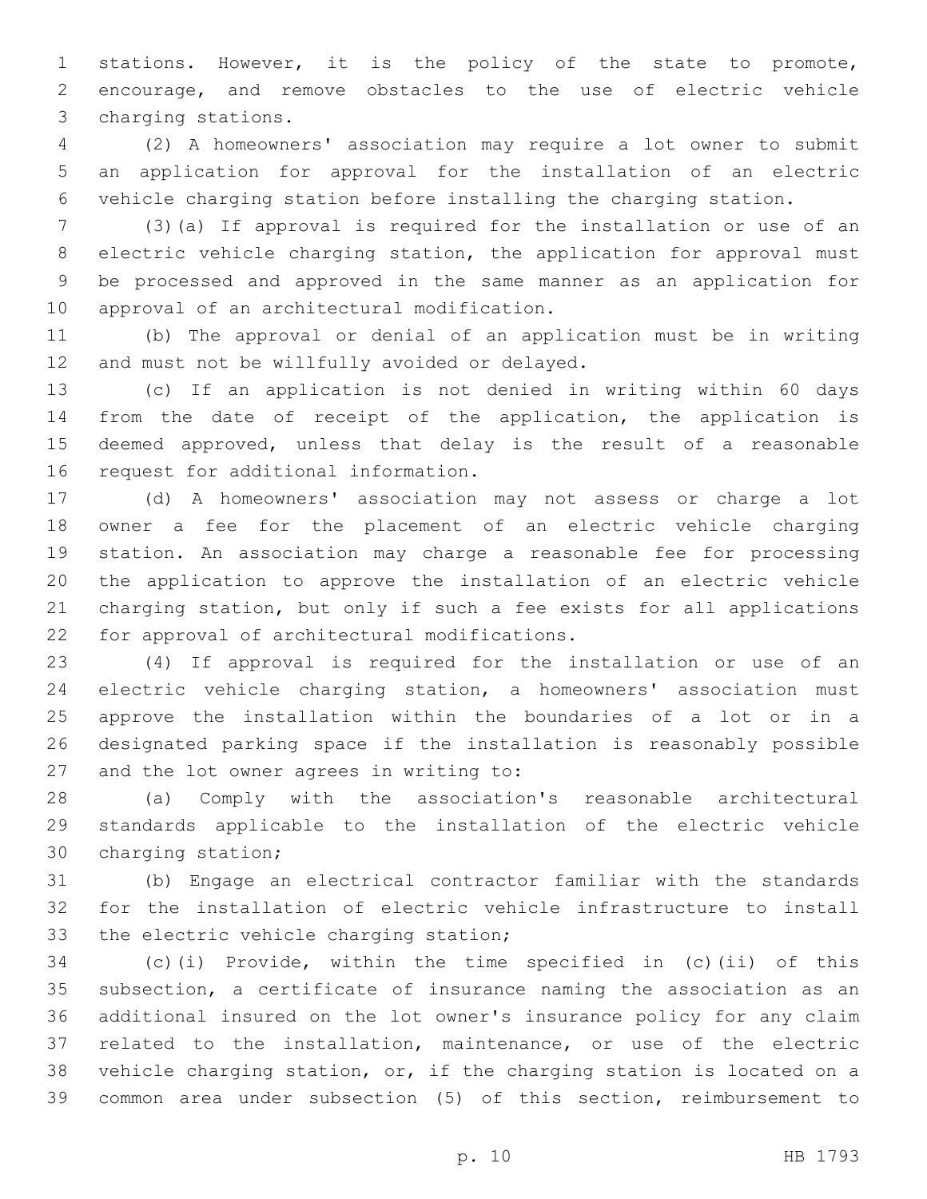stations. However, it is the policy of the state to promote, encourage, and remove obstacles to the use of electric vehicle charging stations.

(2) A homeowners' association may require a lot owner to submit an application for approval for the installation of an electric vehicle charging station before installing the charging station.

(3)(a) If approval is required for the installation or use of an electric vehicle charging station, the application for approval must be processed and approved in the same manner as an application for approval of an architectural modification.

(b) The approval or denial of an application must be in writing and must not be willfully avoided or delayed.

(c) If an application is not denied in writing within 60 days from the date of receipt of the application, the application is deemed approved, unless that delay is the result of a reasonable request for additional information.

(d) A homeowners' association may not assess or charge a lot owner a fee for the placement of an electric vehicle charging station. An association may charge a reasonable fee for processing the application to approve the installation of an electric vehicle charging station, but only if such a fee exists for all applications for approval of architectural modifications.

(4) If approval is required for the installation or use of an electric vehicle charging station, a homeowners' association must approve the installation within the boundaries of a lot or in a designated parking space if the installation is reasonably possible and the lot owner agrees in writing to:

(a) Comply with the association's reasonable architectural standards applicable to the installation of the electric vehicle charging station;

(b) Engage an electrical contractor familiar with the standards for the installation of electric vehicle infrastructure to install the electric vehicle charging station;

(c)(i) Provide, within the time specified in (c)(ii) of this subsection, a certificate of insurance naming the association as an additional insured on the lot owner's insurance policy for any claim related to the installation, maintenance, or use of the electric vehicle charging station, or, if the charging station is located on a common area under subsection (5) of this section, reimbursement to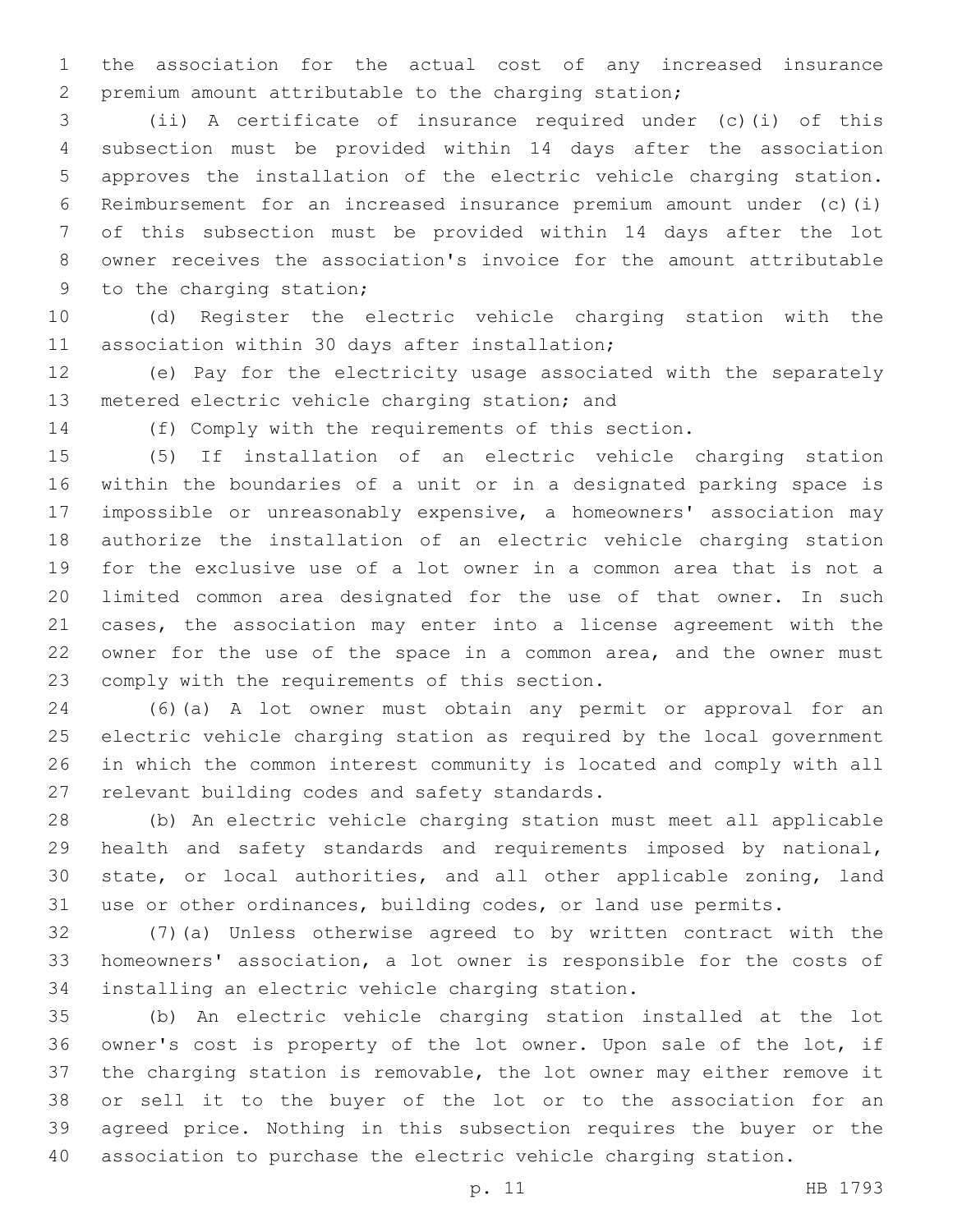the association for the actual cost of any increased insurance premium amount attributable to the charging station;

(ii) A certificate of insurance required under (c)(i) of this subsection must be provided within 14 days after the association approves the installation of the electric vehicle charging station. Reimbursement for an increased insurance premium amount under (c)(i) of this subsection must be provided within 14 days after the lot owner receives the association's invoice for the amount attributable to the charging station;

(d) Register the electric vehicle charging station with the association within 30 days after installation;

(e) Pay for the electricity usage associated with the separately metered electric vehicle charging station; and

(f) Comply with the requirements of this section.

(5) If installation of an electric vehicle charging station within the boundaries of a unit or in a designated parking space is impossible or unreasonably expensive, a homeowners' association may authorize the installation of an electric vehicle charging station for the exclusive use of a lot owner in a common area that is not a limited common area designated for the use of that owner. In such cases, the association may enter into a license agreement with the owner for the use of the space in a common area, and the owner must comply with the requirements of this section.

(6)(a) A lot owner must obtain any permit or approval for an electric vehicle charging station as required by the local government in which the common interest community is located and comply with all relevant building codes and safety standards.

(b) An electric vehicle charging station must meet all applicable health and safety standards and requirements imposed by national, state, or local authorities, and all other applicable zoning, land use or other ordinances, building codes, or land use permits.

(7)(a) Unless otherwise agreed to by written contract with the homeowners' association, a lot owner is responsible for the costs of installing an electric vehicle charging station.

(b) An electric vehicle charging station installed at the lot owner's cost is property of the lot owner. Upon sale of the lot, if the charging station is removable, the lot owner may either remove it or sell it to the buyer of the lot or to the association for an agreed price. Nothing in this subsection requires the buyer or the association to purchase the electric vehicle charging station.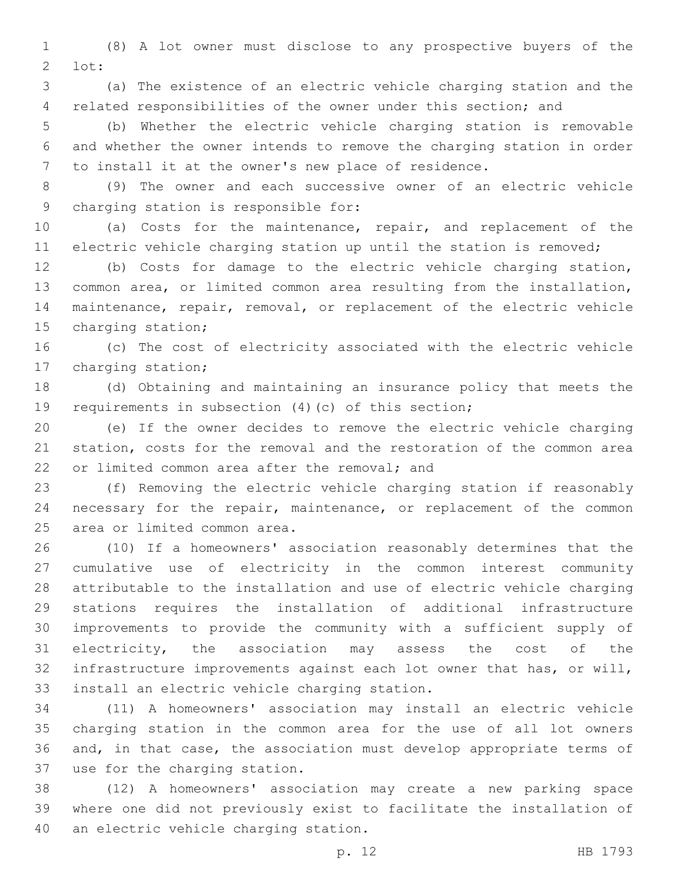(8) A lot owner must disclose to any prospective buyers of the lot:

(a) The existence of an electric vehicle charging station and the related responsibilities of the owner under this section; and

(b) Whether the electric vehicle charging station is removable and whether the owner intends to remove the charging station in order to install it at the owner's new place of residence.

(9) The owner and each successive owner of an electric vehicle charging station is responsible for:

(a) Costs for the maintenance, repair, and replacement of the electric vehicle charging station up until the station is removed;

(b) Costs for damage to the electric vehicle charging station, common area, or limited common area resulting from the installation, maintenance, repair, removal, or replacement of the electric vehicle charging station;

(c) The cost of electricity associated with the electric vehicle charging station;

(d) Obtaining and maintaining an insurance policy that meets the requirements in subsection (4)(c) of this section;

(e) If the owner decides to remove the electric vehicle charging station, costs for the removal and the restoration of the common area or limited common area after the removal; and

(f) Removing the electric vehicle charging station if reasonably necessary for the repair, maintenance, or replacement of the common area or limited common area.

(10) If a homeowners' association reasonably determines that the cumulative use of electricity in the common interest community attributable to the installation and use of electric vehicle charging stations requires the installation of additional infrastructure improvements to provide the community with a sufficient supply of electricity, the association may assess the cost of the infrastructure improvements against each lot owner that has, or will, install an electric vehicle charging station.

(11) A homeowners' association may install an electric vehicle charging station in the common area for the use of all lot owners and, in that case, the association must develop appropriate terms of use for the charging station.

(12) A homeowners' association may create a new parking space where one did not previously exist to facilitate the installation of an electric vehicle charging station.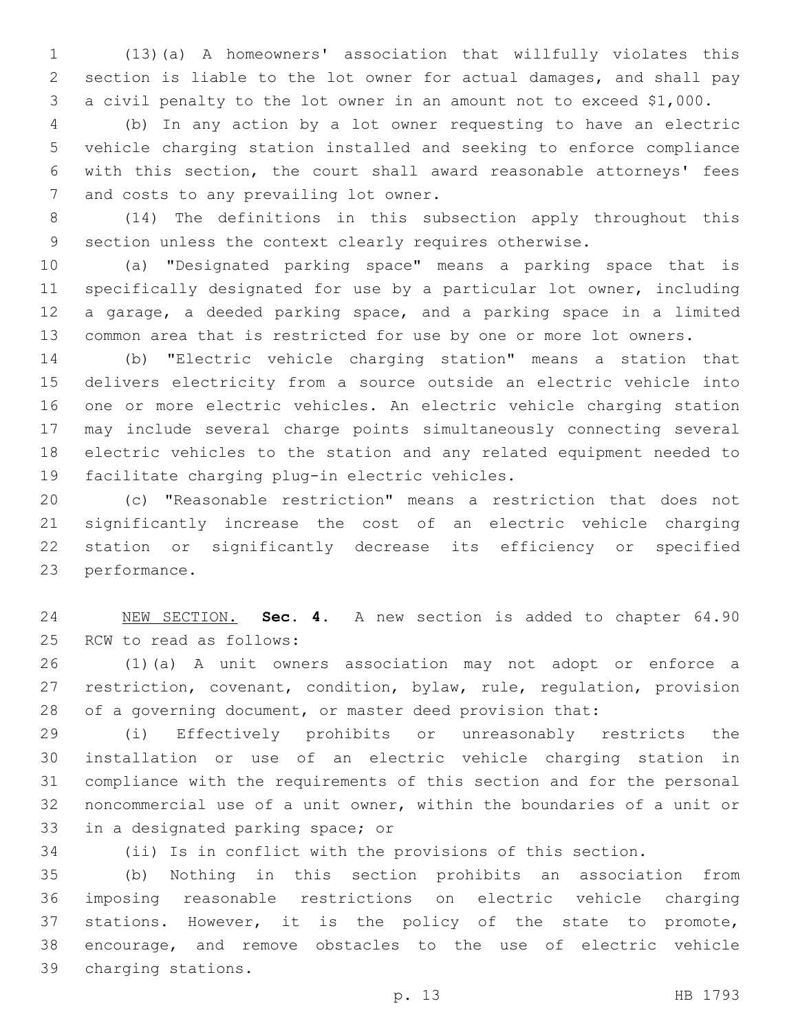(13)(a) A homeowners' association that willfully violates this section is liable to the lot owner for actual damages, and shall pay a civil penalty to the lot owner in an amount not to exceed $1,000.

(b) In any action by a lot owner requesting to have an electric vehicle charging station installed and seeking to enforce compliance with this section, the court shall award reasonable attorneys' fees and costs to any prevailing lot owner.

(14) The definitions in this subsection apply throughout this section unless the context clearly requires otherwise.

(a) "Designated parking space" means a parking space that is specifically designated for use by a particular lot owner, including a garage, a deeded parking space, and a parking space in a limited common area that is restricted for use by one or more lot owners.

(b) "Electric vehicle charging station" means a station that delivers electricity from a source outside an electric vehicle into one or more electric vehicles. An electric vehicle charging station may include several charge points simultaneously connecting several electric vehicles to the station and any related equipment needed to facilitate charging plug-in electric vehicles.

(c) "Reasonable restriction" means a restriction that does not significantly increase the cost of an electric vehicle charging station or significantly decrease its efficiency or specified performance.

NEW SECTION. **Sec. 4.** A new section is added to chapter 64.90 RCW to read as follows:

(1)(a) A unit owners association may not adopt or enforce a restriction, covenant, condition, bylaw, rule, regulation, provision of a governing document, or master deed provision that:

(i) Effectively prohibits or unreasonably restricts the installation or use of an electric vehicle charging station in compliance with the requirements of this section and for the personal noncommercial use of a unit owner, within the boundaries of a unit or in a designated parking space; or

(ii) Is in conflict with the provisions of this section.

(b) Nothing in this section prohibits an association from imposing reasonable restrictions on electric vehicle charging stations. However, it is the policy of the state to promote, encourage, and remove obstacles to the use of electric vehicle charging stations.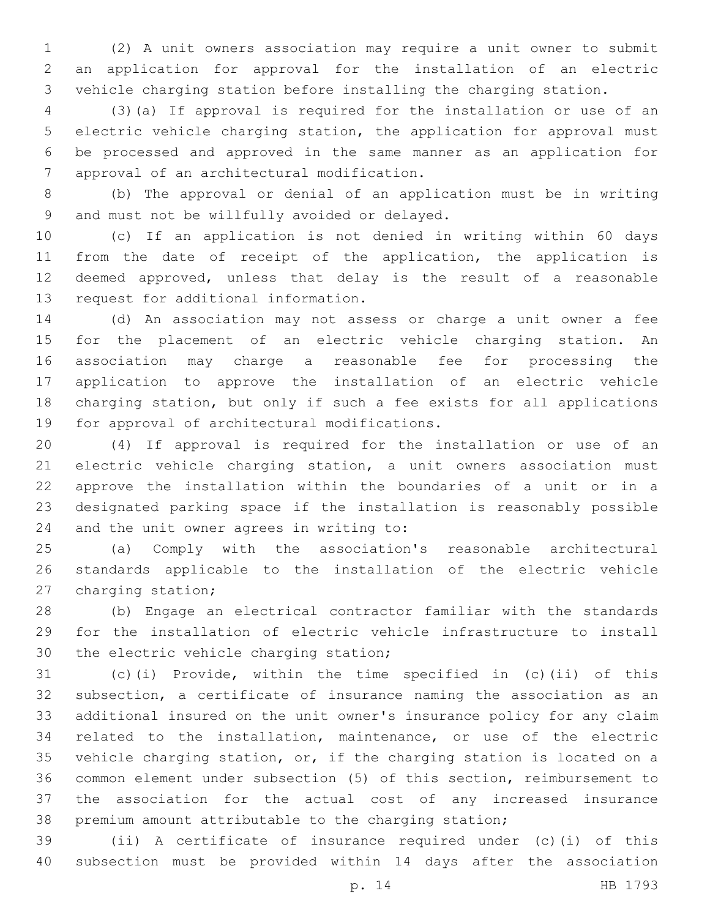(2) A unit owners association may require a unit owner to submit an application for approval for the installation of an electric vehicle charging station before installing the charging station.

(3)(a) If approval is required for the installation or use of an electric vehicle charging station, the application for approval must be processed and approved in the same manner as an application for approval of an architectural modification.

(b) The approval or denial of an application must be in writing and must not be willfully avoided or delayed.

(c) If an application is not denied in writing within 60 days from the date of receipt of the application, the application is deemed approved, unless that delay is the result of a reasonable request for additional information.

(d) An association may not assess or charge a unit owner a fee for the placement of an electric vehicle charging station. An association may charge a reasonable fee for processing the application to approve the installation of an electric vehicle charging station, but only if such a fee exists for all applications for approval of architectural modifications.

(4) If approval is required for the installation or use of an electric vehicle charging station, a unit owners association must approve the installation within the boundaries of a unit or in a designated parking space if the installation is reasonably possible and the unit owner agrees in writing to:

(a) Comply with the association's reasonable architectural standards applicable to the installation of the electric vehicle charging station;

(b) Engage an electrical contractor familiar with the standards for the installation of electric vehicle infrastructure to install the electric vehicle charging station;

(c)(i) Provide, within the time specified in (c)(ii) of this subsection, a certificate of insurance naming the association as an additional insured on the unit owner's insurance policy for any claim related to the installation, maintenance, or use of the electric vehicle charging station, or, if the charging station is located on a common element under subsection (5) of this section, reimbursement to the association for the actual cost of any increased insurance premium amount attributable to the charging station;

(ii) A certificate of insurance required under (c)(i) of this subsection must be provided within 14 days after the association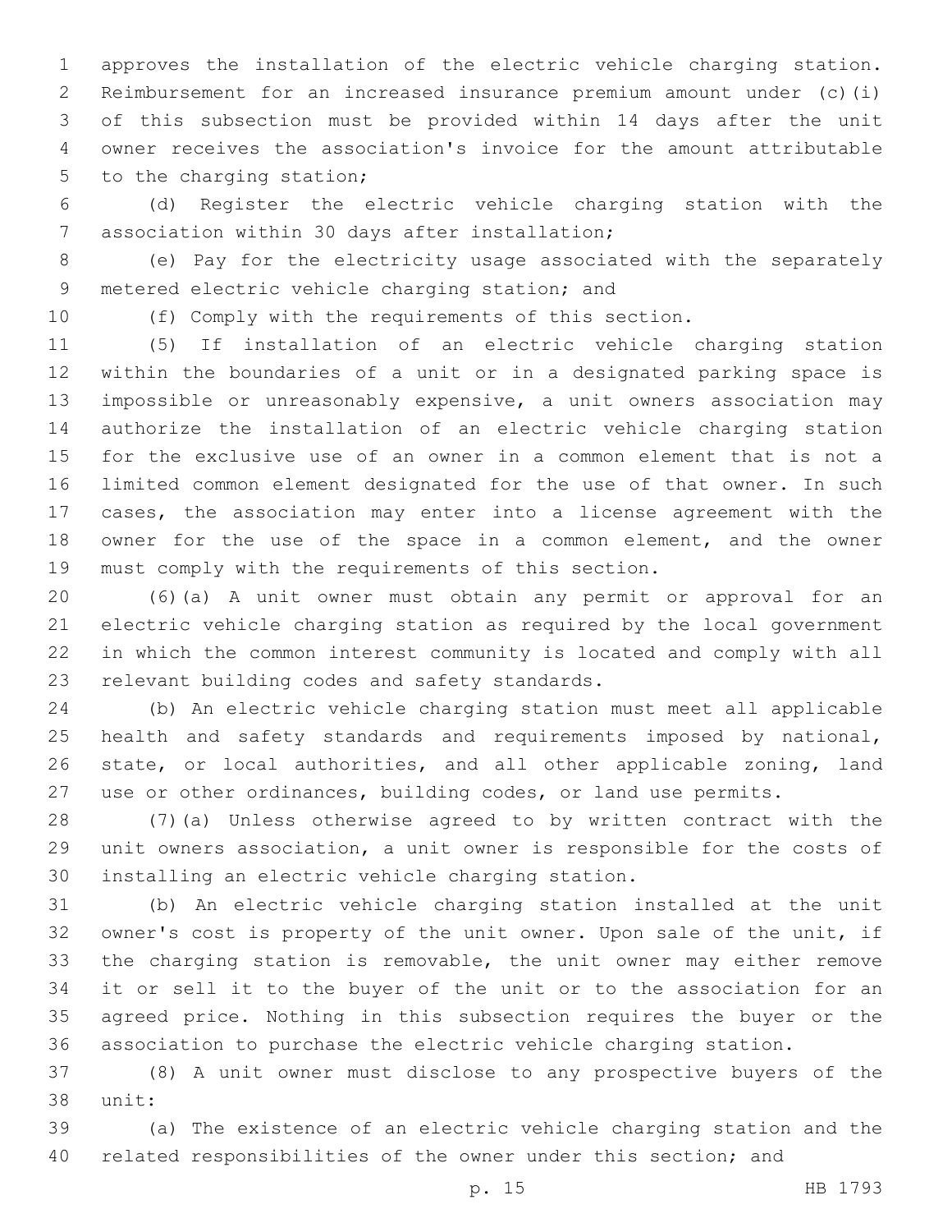approves the installation of the electric vehicle charging station. Reimbursement for an increased insurance premium amount under (c)(i) of this subsection must be provided within 14 days after the unit owner receives the association's invoice for the amount attributable to the charging station;

(d) Register the electric vehicle charging station with the association within 30 days after installation;

(e) Pay for the electricity usage associated with the separately metered electric vehicle charging station; and

(f) Comply with the requirements of this section.

(5) If installation of an electric vehicle charging station within the boundaries of a unit or in a designated parking space is impossible or unreasonably expensive, a unit owners association may authorize the installation of an electric vehicle charging station for the exclusive use of an owner in a common element that is not a limited common element designated for the use of that owner. In such cases, the association may enter into a license agreement with the owner for the use of the space in a common element, and the owner must comply with the requirements of this section.

(6)(a) A unit owner must obtain any permit or approval for an electric vehicle charging station as required by the local government in which the common interest community is located and comply with all relevant building codes and safety standards.

(b) An electric vehicle charging station must meet all applicable health and safety standards and requirements imposed by national, state, or local authorities, and all other applicable zoning, land use or other ordinances, building codes, or land use permits.

(7)(a) Unless otherwise agreed to by written contract with the unit owners association, a unit owner is responsible for the costs of installing an electric vehicle charging station.

(b) An electric vehicle charging station installed at the unit owner's cost is property of the unit owner. Upon sale of the unit, if the charging station is removable, the unit owner may either remove it or sell it to the buyer of the unit or to the association for an agreed price. Nothing in this subsection requires the buyer or the association to purchase the electric vehicle charging station.

(8) A unit owner must disclose to any prospective buyers of the unit:

(a) The existence of an electric vehicle charging station and the related responsibilities of the owner under this section; and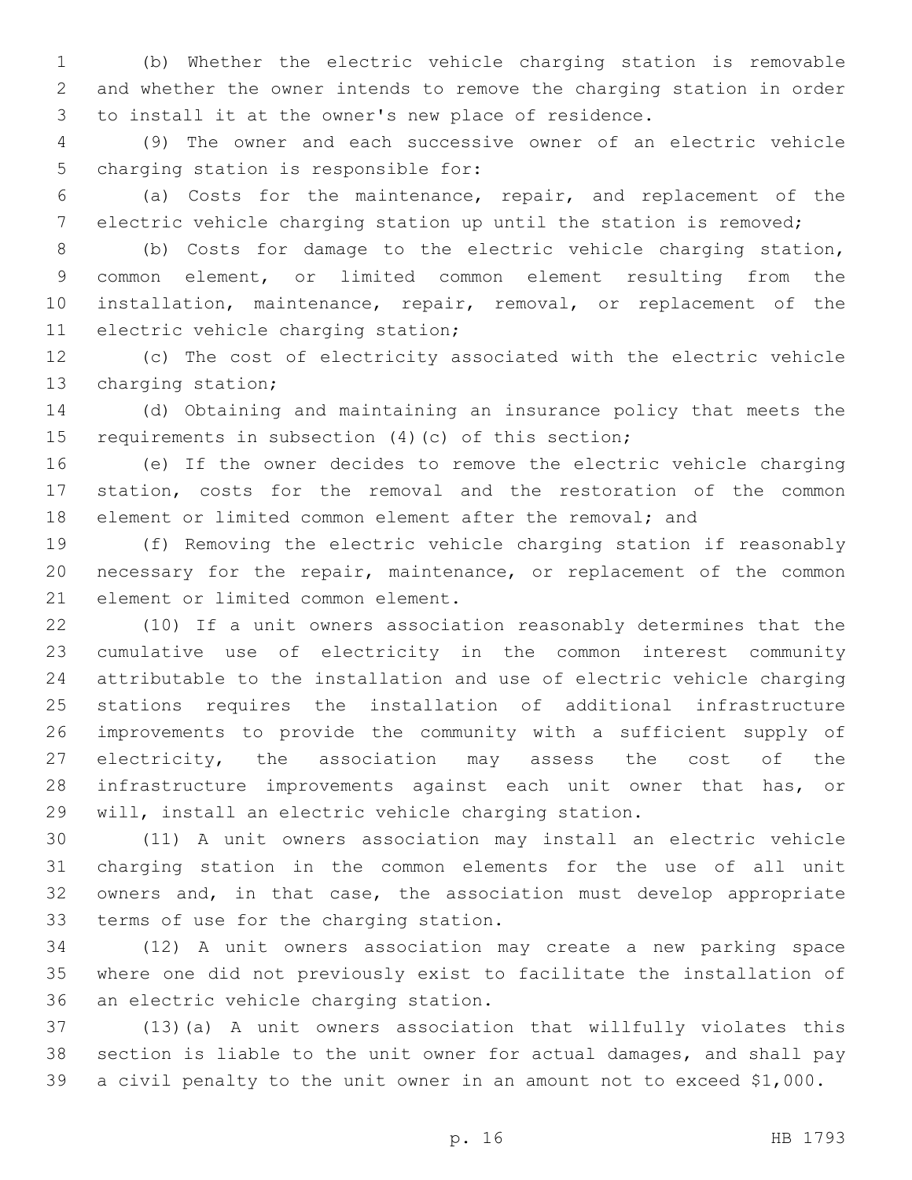(b) Whether the electric vehicle charging station is removable and whether the owner intends to remove the charging station in order to install it at the owner's new place of residence.

(9) The owner and each successive owner of an electric vehicle charging station is responsible for:

(a) Costs for the maintenance, repair, and replacement of the electric vehicle charging station up until the station is removed;

(b) Costs for damage to the electric vehicle charging station, common element, or limited common element resulting from the installation, maintenance, repair, removal, or replacement of the electric vehicle charging station;

(c) The cost of electricity associated with the electric vehicle charging station;

(d) Obtaining and maintaining an insurance policy that meets the requirements in subsection (4)(c) of this section;

(e) If the owner decides to remove the electric vehicle charging station, costs for the removal and the restoration of the common element or limited common element after the removal; and

(f) Removing the electric vehicle charging station if reasonably necessary for the repair, maintenance, or replacement of the common element or limited common element.

(10) If a unit owners association reasonably determines that the cumulative use of electricity in the common interest community attributable to the installation and use of electric vehicle charging stations requires the installation of additional infrastructure improvements to provide the community with a sufficient supply of electricity, the association may assess the cost of the infrastructure improvements against each unit owner that has, or will, install an electric vehicle charging station.

(11) A unit owners association may install an electric vehicle charging station in the common elements for the use of all unit owners and, in that case, the association must develop appropriate terms of use for the charging station.

(12) A unit owners association may create a new parking space where one did not previously exist to facilitate the installation of an electric vehicle charging station.

(13)(a) A unit owners association that willfully violates this section is liable to the unit owner for actual damages, and shall pay a civil penalty to the unit owner in an amount not to exceed $1,000.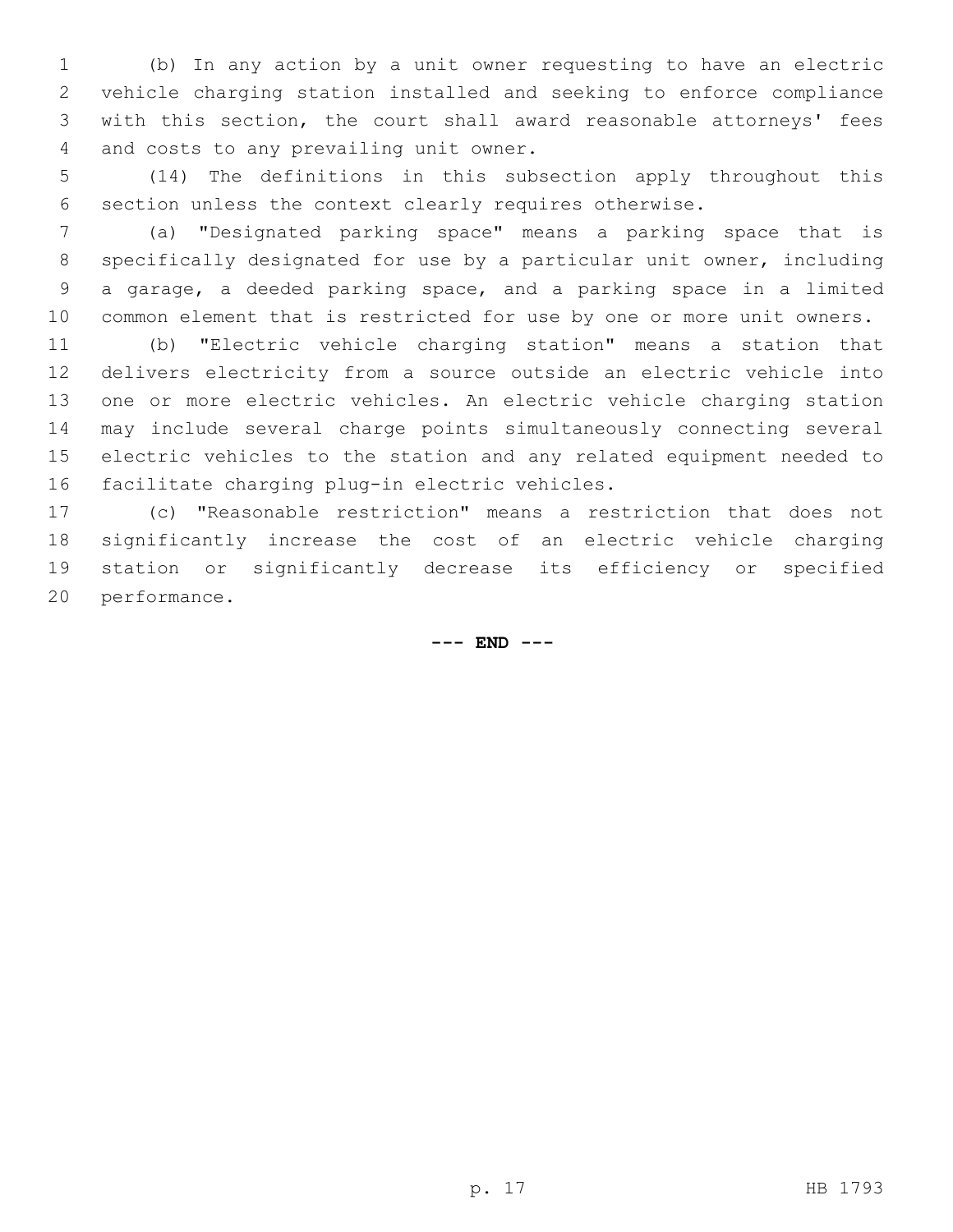(b) In any action by a unit owner requesting to have an electric vehicle charging station installed and seeking to enforce compliance with this section, the court shall award reasonable attorneys' fees and costs to any prevailing unit owner.

(14) The definitions in this subsection apply throughout this section unless the context clearly requires otherwise.

(a) "Designated parking space" means a parking space that is specifically designated for use by a particular unit owner, including a garage, a deeded parking space, and a parking space in a limited common element that is restricted for use by one or more unit owners.

(b) "Electric vehicle charging station" means a station that delivers electricity from a source outside an electric vehicle into one or more electric vehicles. An electric vehicle charging station may include several charge points simultaneously connecting several electric vehicles to the station and any related equipment needed to facilitate charging plug-in electric vehicles.

(c) "Reasonable restriction" means a restriction that does not significantly increase the cost of an electric vehicle charging station or significantly decrease its efficiency or specified performance.

**--- END ---**